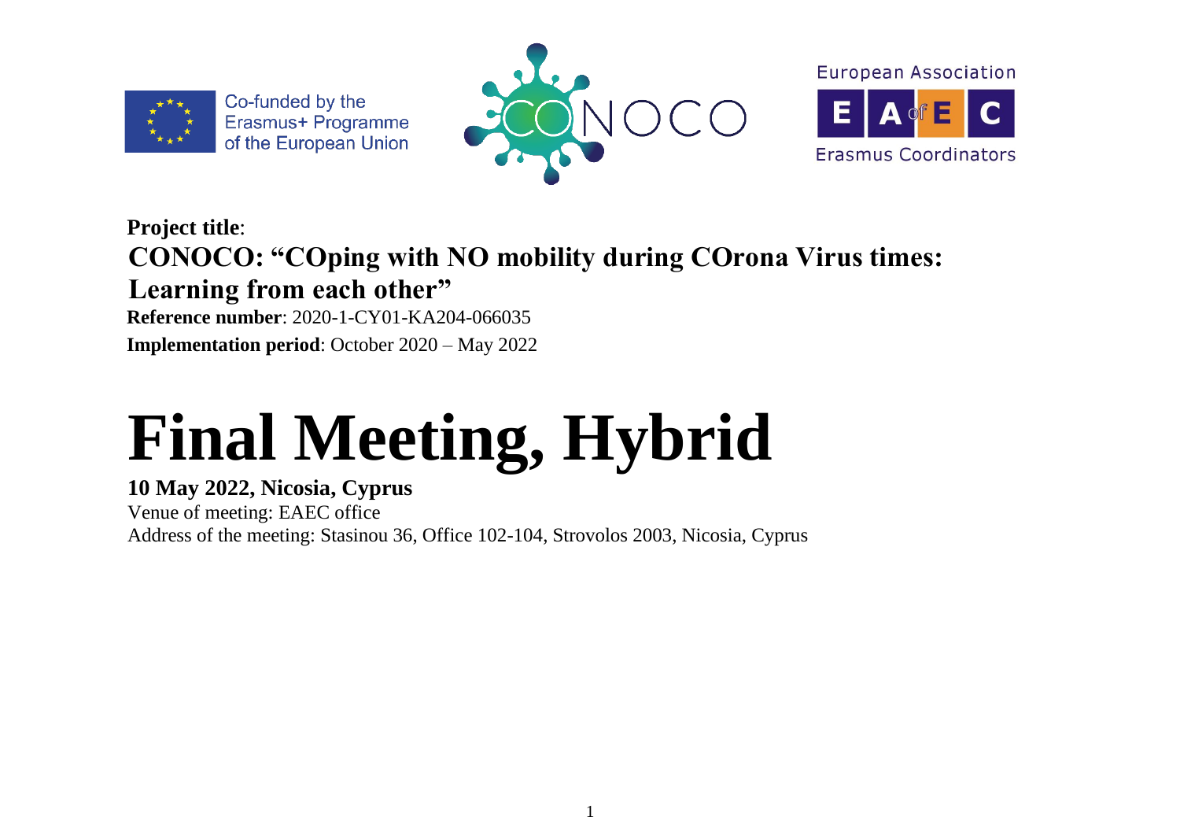Co-funded by the Erasmus+ Programme of the European Union

CONOCO

European Association of Erasmus Coordinators

**Project title**:

**CONOCO: "COping with NO mobility during COrona Virus times: Learning from each other"**

**Reference number**: 2020-1-CY01-KA204-066035

**Implementation period**: October 2020 – May 2022

# Final Meeting, Hybrid

**10 May 2022, Nicosia, Cyprus**

Venue of meeting: EAEC office

Address of the meeting: Stasinou 36, Office 102-104, Strovolos 2003, Nicosia, Cyprus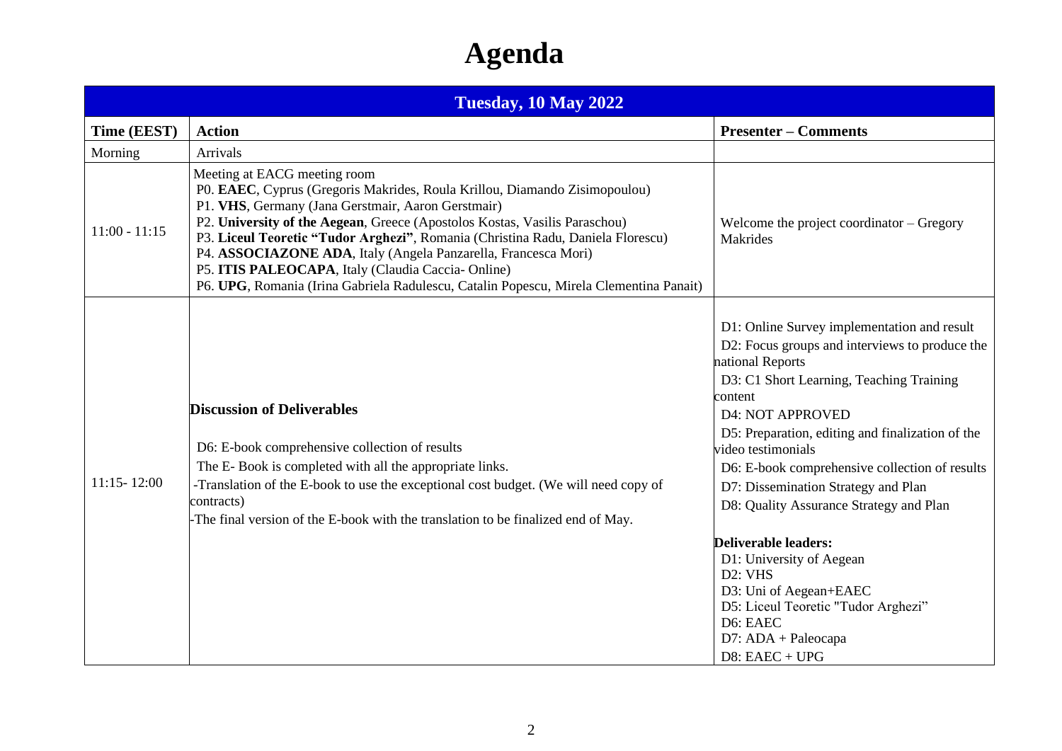# Agenda

| Tuesday, 10 May 2022 | | |
|---|---|---|
| **Time (EEST)** | **Action** | **Presenter – Comments** |
| Morning | Arrivals | |
| 11:00 - 11:15 | Meeting at EACG meeting room<br>P0. **EAEC**, Cyprus (Gregoris Makrides, Roula Krillou, Diamando Zisimopoulou)<br>P1. **VHS**, Germany (Jana Gerstmair, Aaron Gerstmair)<br>P2. **University of the Aegean**, Greece (Apostolos Kostas, Vasilis Paraschou)<br>P3. **Liceul Teoretic "Tudor Arghezi"**, Romania (Christina Radu, Daniela Florescu)<br>P4. **ASSOCIAZONE ADA**, Italy (Angela Panzarella, Francesca Mori)<br>P5. **ITIS PALEOCAPA**, Italy (Claudia Caccia- Online)<br>P6. **UPG**, Romania (Irina Gabriela Radulescu, Catalin Popescu, Mirela Clementina Panait) | Welcome the project coordinator – Gregory Makrides |
| 11:15- 12:00 | **Discussion of Deliverables**<br><br>D6: E-book comprehensive collection of results<br>The E- Book is completed with all the appropriate links.<br>-Translation of the E-book to use the exceptional cost budget. (We will need copy of contracts)<br>-The final version of the E-book with the translation to be finalized end of May. | D1: Online Survey implementation and result<br>D2: Focus groups and interviews to produce the national Reports<br>D3: C1 Short Learning, Teaching Training content<br>D4: NOT APPROVED<br>D5: Preparation, editing and finalization of the video testimonials<br>D6: E-book comprehensive collection of results<br>D7: Dissemination Strategy and Plan<br>D8: Quality Assurance Strategy and Plan<br><br>**Deliverable leaders:**<br>D1: University of Aegean<br>D2: VHS<br>D3: Uni of Aegean+EAEC<br>D5: Liceul Teoretic "Tudor Arghezi"<br>D6: EAEC<br>D7: ADA + Paleocapa<br>D8: EAEC + UPG |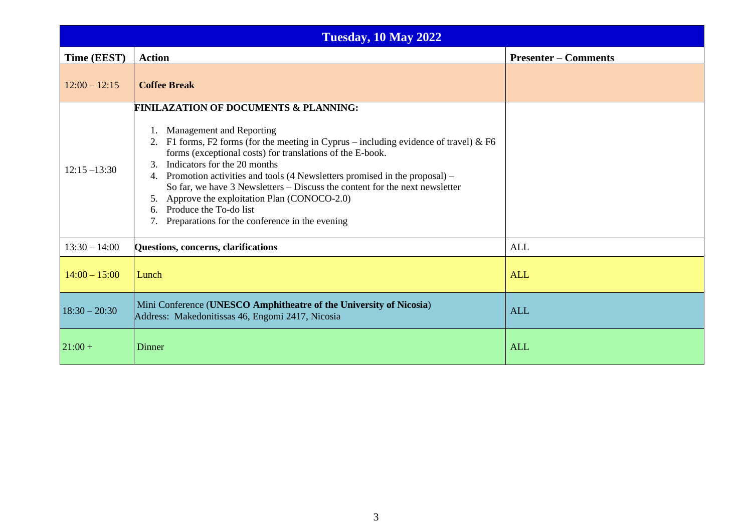| Tuesday, 10 May 2022 | | |
|---|---|---|
| **Time (EEST)** | **Action** | **Presenter – Comments** |
| 12:00 – 12:15 | **Coffee Break** | |
| 12:15 –13:30 | **FINILAZATION OF DOCUMENTS & PLANNING:**<br><br>1. Management and Reporting<br>2. F1 forms, F2 forms (for the meeting in Cyprus – including evidence of travel) & F6 forms (exceptional costs) for translations of the E-book.<br>3. Indicators for the 20 months<br>4. Promotion activities and tools (4 Newsletters promised in the proposal) – So far, we have 3 Newsletters – Discuss the content for the next newsletter<br>5. Approve the exploitation Plan (CONOCO-2.0)<br>6. Produce the To-do list<br>7. Preparations for the conference in the evening | |
| 13:30 – 14:00 | **Questions, concerns, clarifications** | ALL |
| 14:00 – 15:00 | Lunch | ALL |
| 18:30 – 20:30 | Mini Conference (**UNESCO Amphitheatre of the University of Nicosia**)<br>Address: Makedonitissas 46, Engomi 2417, Nicosia | ALL |
| 21:00 + | Dinner | ALL |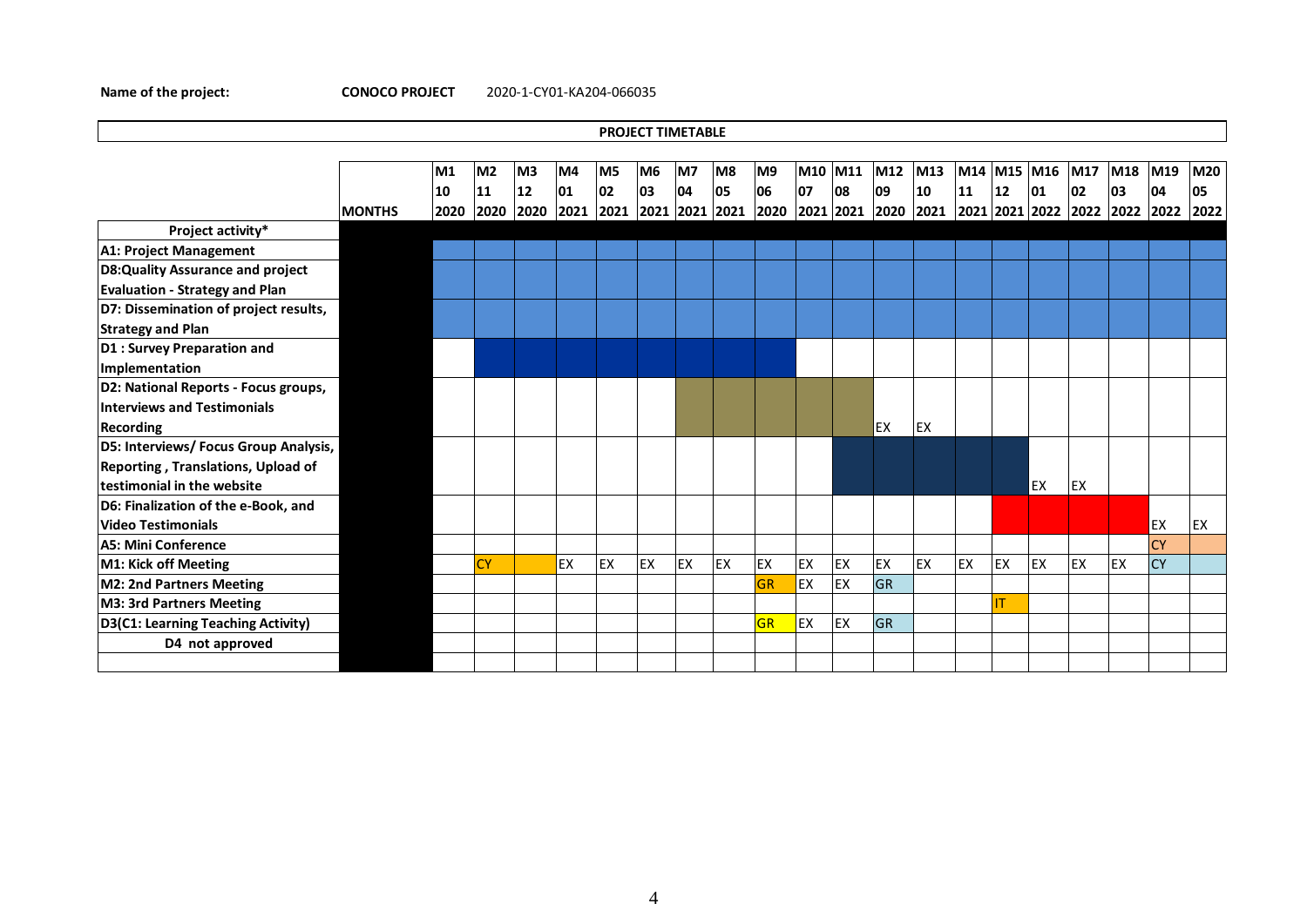**Name of the project:** **CONOCO PROJECT** 2020-1-CY01-KA204-066035

**PROJECT TIMETABLE**

| | MONTHS | M1 10 2020 | M2 11 2020 | M3 12 2020 | M4 01 2021 | M5 02 2021 | M6 03 2021 | M7 04 2021 | M8 05 2021 | M9 06 2020 | M10 07 2021 | M11 08 2021 | M12 09 2020 | M13 10 2021 | M14 11 2021 | M15 12 2021 | M16 01 2022 | M17 02 2022 | M18 03 2022 | M19 04 2022 | M20 05 2022 |
|---|---|---|---|---|---|---|---|---|---|---|---|---|---|---|---|---|---|---|---|---|---|
| **Project activity*** | | | | | | | | | | | | | | | | | | | | | |
| **A1: Project Management** | | | | | | | | | | | | | | | | | | | | | |
| **D8:Quality Assurance and project Evaluation - Strategy and Plan** | | | | | | | | | | | | | | | | | | | | | |
| **D7: Dissemination of project results, Strategy and Plan** | | | | | | | | | | | | | | | | | | | | | |
| **D1 : Survey Preparation and Implementation** | | | | | | | | | | | | | | | | | | | | | |
| **D2: National Reports - Focus groups, Interviews and Testimonials Recording** | | | | | | | | | | | | EX | EX | | | | | | | | |
| **D5: Interviews/ Focus Group Analysis, Reporting , Translations, Upload of testimonial in the website** | | | | | | | | | | | | | | | | EX | EX | | | | |
| **D6: Finalization of the e-Book, and Video Testimonials** | | | | | | | | | | | | | | | | | | | | EX | EX |
| **A5: Mini Conference** | | | | | | | | | | | | | | | | | | | | CY | |
| **M1: Kick off Meeting** | | | CY | | EX | EX | EX | EX | EX | EX | EX | EX | EX | EX | EX | EX | EX | EX | EX | CY | |
| **M2: 2nd Partners Meeting** | | | | | | | | | | GR | EX | EX | GR | | | | | | | | |
| **M3: 3rd Partners Meeting** | | | | | | | | | | | | | | | | IT | | | | | |
| **D3(C1: Learning Teaching Activity)** | | | | | | | | | | GR | EX | EX | GR | | | | | | | | |
| **D4 not approved** | | | | | | | | | | | | | | | | | | | | | |